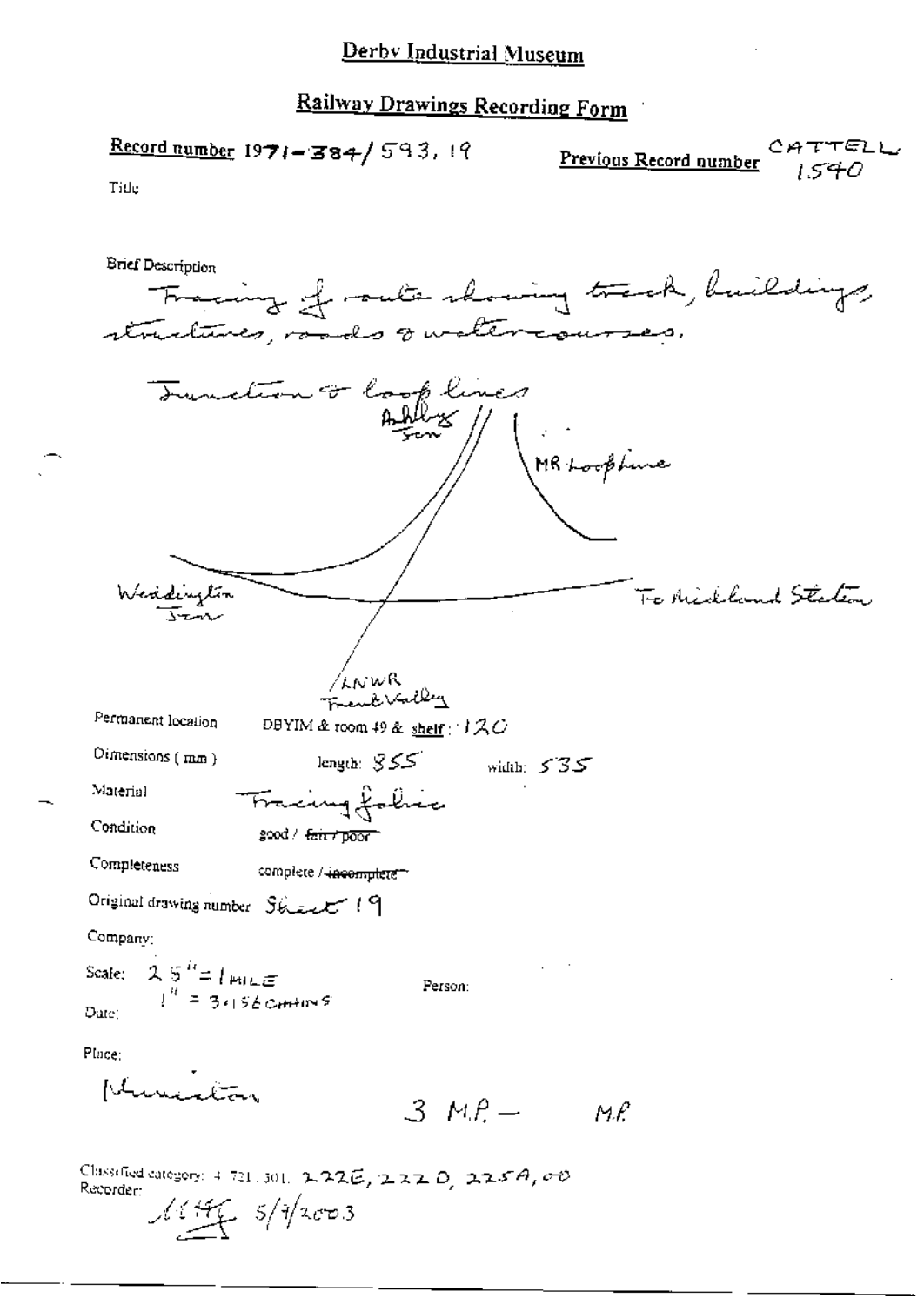# Derby Industrial Museum

## Railway Drawings Recording Form

**Record number** 1971-384/593, 19

**Previous Record number** CATTELL 1540

Title

Brief Description

Tracing of route showing track, buildings, structures, roads & watercourses.

Junction & loop lines

Ashby Jcn

MR Loop line

Weddington Jcn

To Midland Station

LNWR Trent Valley

Permanent location DBYIM & room 49 & shelf : 120

Dimensions ( mm ) length: 855 width: 535

Material Tracing fabric

Condition good / ~~fair / poor~~

Completeness complete / ~~incomplete~~

Original drawing number Sheet 19

Company:

Scale: 25" = 1 MILE
1" = 3.156 CHAINS

Person:

Date:

Place:

Nuneaton

3 M.P — M.P

Classified category: 4.721.301. 222E, 222D, 225A, 00

Recorder: [signature] 5/7/2003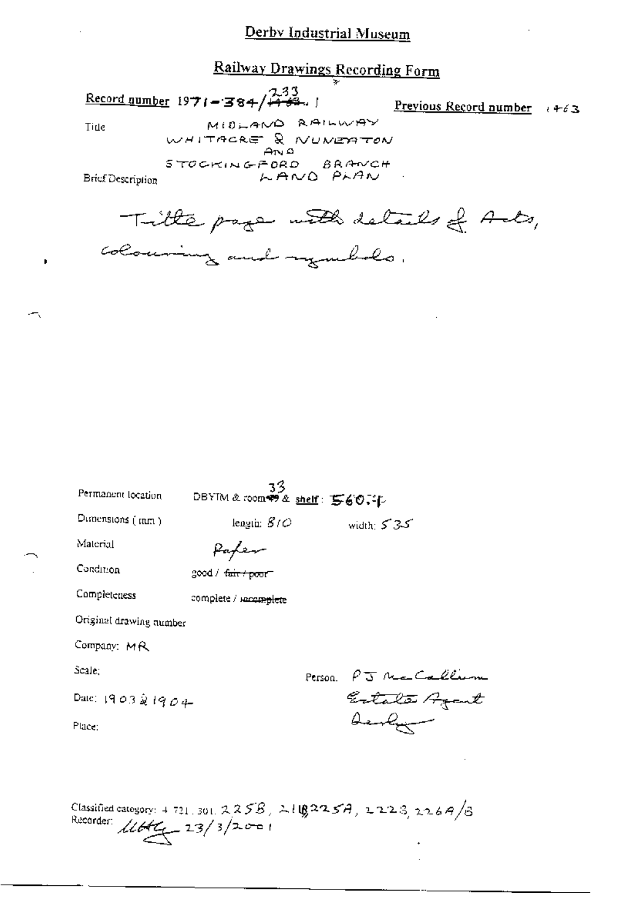# Derby Industrial Museum

## Railway Drawings Recording Form

**Record number** 1971-384/233.1 — ~~1463~~

**Previous Record number** 1463

Title: MIDLAND RAILWAY WHITACRE & NUNEATON AND STOCKINGFORD BRANCH LAND PLAN

Brief Description:

Title page with details of Acts, colouring and symbols.

Permanent location: DBYTM & room 33 & shelf: 560-4

Dimensions (mm): length: 810 width: 535

Material: Paper

Condition: good / ~~fair / poor~~

Completeness: complete / ~~incomplete~~

Original drawing number:

Company: MR

Scale:

Person: P J McCallum Estate Agent Derby

Date: 1903 & 1904

Place:

Classified category: 4.721.301. 225B, 218, 225A, 222B, 226A/B

Recorder: [signature] 23/3/2001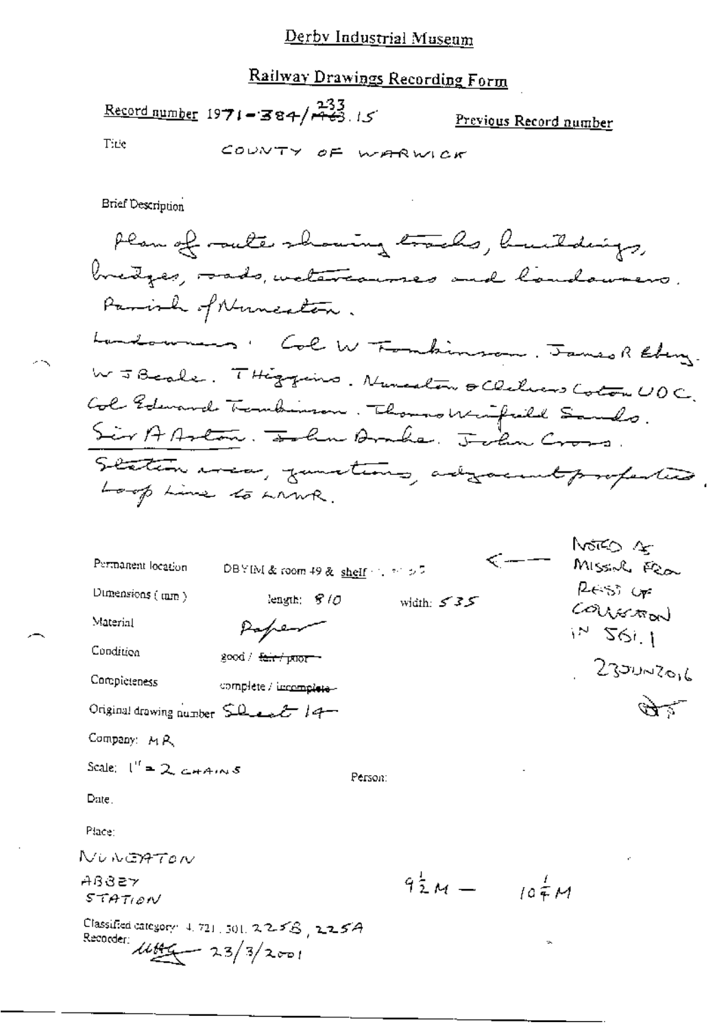Derby Industrial Museum

## Railway Drawings Recording Form

Record number 1971-384/~~463~~ 233.15

Previous Record number

Title: COUNTY OF WARWICK

Brief Description

Plan of route showing tracks, buildings, bridges, roads, watercourses and landowners. Parish of Nuneaton.
Landowners: Col W Tomkinson. James R Ebery. W J Beale. T Higgins. Nuneaton & Chilvers Coton UDC. Col Edward Tomkinson. Thomas Winfield Sands. Sir A Aston. John Drake. John Cross.
Station area, junctions, adjacent properties. Loop Line to LNWR.

Permanent location: DBYIM & room 49 & shelf: ...

← NOTED AS MISSING FROM REST OF COLLECTION IN 561.1
23JUN2016

Dimensions (mm): length: 810 width: 535

Material: Paper

Condition: good / ~~fair / poor~~

Completeness: complete / ~~incomplete~~

Original drawing number: Sheet 14

Company: MR

Scale: 1" = 2 CHAINS

Person:

Date:

Place:
NUNEATON
ABBEY STATION

$9\frac{1}{2}M - 10\frac{1}{4}M$

Classified category: 4.721.301. 225B, 225A

Recorder: [initials] 23/3/2001